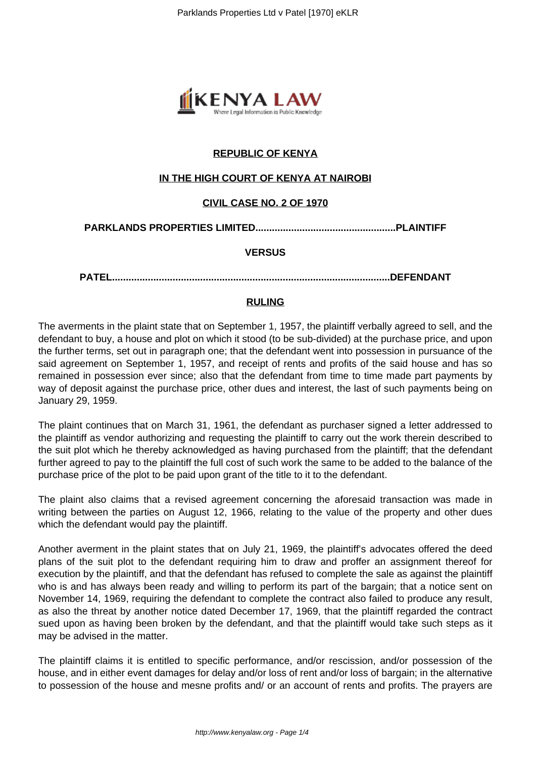**REPUBLIC OF KENYA**

**IN THE HIGH COURT OF KENYA AT NAIROBI**

**CIVIL CASE NO. 2 OF 1970**

**PARKLANDS PROPERTIES LIMITED..................................................PLAINTIFF**

**VERSUS**

**PATEL...................................................................................................DEFENDANT**

**RULING**

The averments in the plaint state that on September 1, 1957, the plaintiff verbally agreed to sell, and the defendant to buy, a house and plot on which it stood (to be sub-divided) at the purchase price, and upon the further terms, set out in paragraph one; that the defendant went into possession in pursuance of the said agreement on September 1, 1957, and receipt of rents and profits of the said house and has so remained in possession ever since; also that the defendant from time to time made part payments by way of deposit against the purchase price, other dues and interest, the last of such payments being on January 29, 1959.

The plaint continues that on March 31, 1961, the defendant as purchaser signed a letter addressed to the plaintiff as vendor authorizing and requesting the plaintiff to carry out the work therein described to the suit plot which he thereby acknowledged as having purchased from the plaintiff; that the defendant further agreed to pay to the plaintiff the full cost of such work the same to be added to the balance of the purchase price of the plot to be paid upon grant of the title to it to the defendant.

The plaint also claims that a revised agreement concerning the aforesaid transaction was made in writing between the parties on August 12, 1966, relating to the value of the property and other dues which the defendant would pay the plaintiff.

Another averment in the plaint states that on July 21, 1969, the plaintiff's advocates offered the deed plans of the suit plot to the defendant requiring him to draw and proffer an assignment thereof for execution by the plaintiff, and that the defendant has refused to complete the sale as against the plaintiff who is and has always been ready and willing to perform its part of the bargain; that a notice sent on November 14, 1969, requiring the defendant to complete the contract also failed to produce any result, as also the threat by another notice dated December 17, 1969, that the plaintiff regarded the contract sued upon as having been broken by the defendant, and that the plaintiff would take such steps as it may be advised in the matter.

The plaintiff claims it is entitled to specific performance, and/or rescission, and/or possession of the house, and in either event damages for delay and/or loss of rent and/or loss of bargain; in the alternative to possession of the house and mesne profits and/ or an account of rents and profits. The prayers are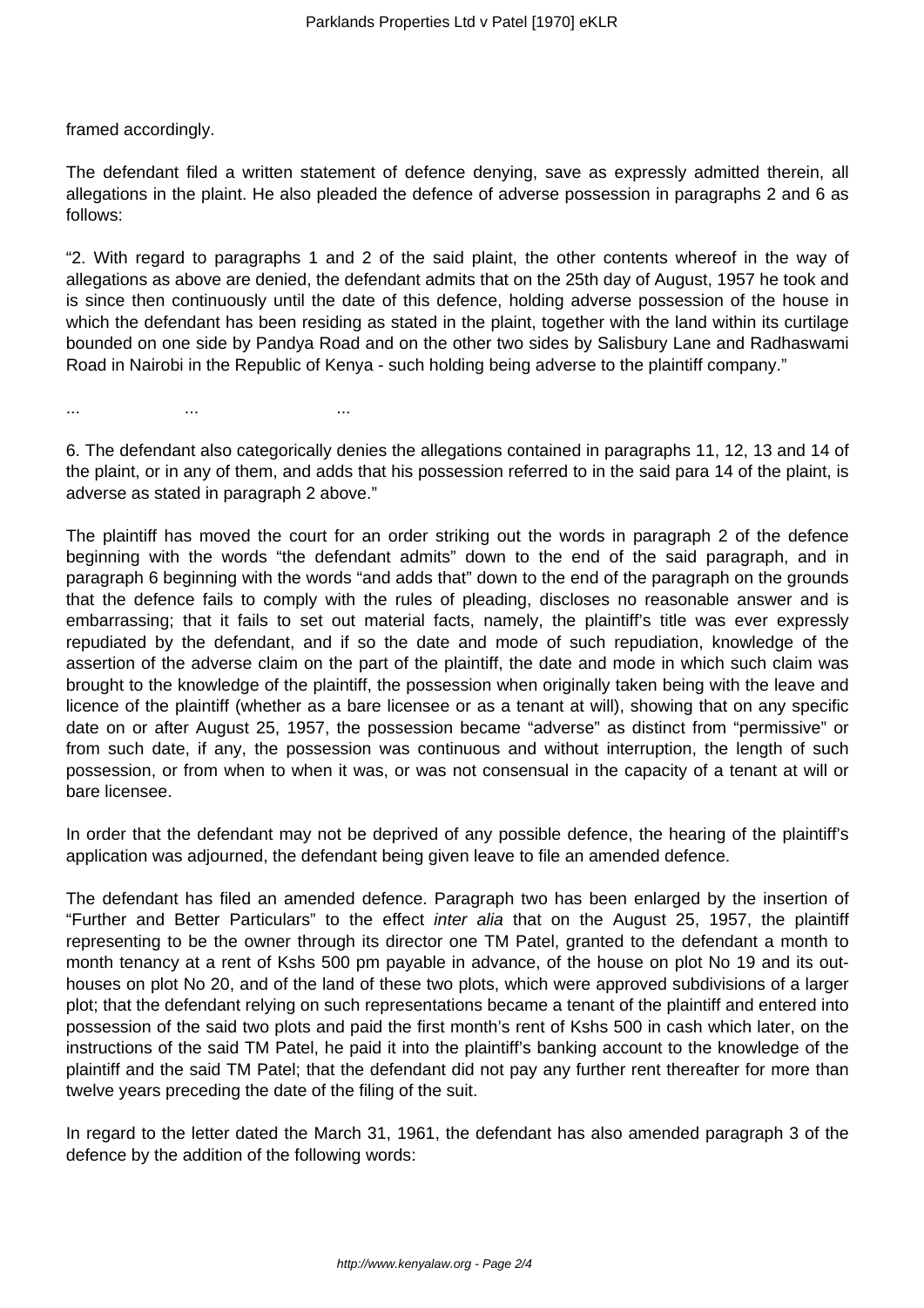framed accordingly.

The defendant filed a written statement of defence denying, save as expressly admitted therein, all allegations in the plaint. He also pleaded the defence of adverse possession in paragraphs 2 and 6 as follows:

"2. With regard to paragraphs 1 and 2 of the said plaint, the other contents whereof in the way of allegations as above are denied, the defendant admits that on the 25th day of August, 1957 he took and is since then continuously until the date of this defence, holding adverse possession of the house in which the defendant has been residing as stated in the plaint, together with the land within its curtilage bounded on one side by Pandya Road and on the other two sides by Salisbury Lane and Radhaswami Road in Nairobi in the Republic of Kenya - such holding being adverse to the plaintiff company."

...                ...                ...

6. The defendant also categorically denies the allegations contained in paragraphs 11, 12, 13 and 14 of the plaint, or in any of them, and adds that his possession referred to in the said para 14 of the plaint, is adverse as stated in paragraph 2 above."

The plaintiff has moved the court for an order striking out the words in paragraph 2 of the defence beginning with the words "the defendant admits" down to the end of the said paragraph, and in paragraph 6 beginning with the words "and adds that" down to the end of the paragraph on the grounds that the defence fails to comply with the rules of pleading, discloses no reasonable answer and is embarrassing; that it fails to set out material facts, namely, the plaintiff's title was ever expressly repudiated by the defendant, and if so the date and mode of such repudiation, knowledge of the assertion of the adverse claim on the part of the plaintiff, the date and mode in which such claim was brought to the knowledge of the plaintiff, the possession when originally taken being with the leave and licence of the plaintiff (whether as a bare licensee or as a tenant at will), showing that on any specific date on or after August 25, 1957, the possession became "adverse" as distinct from "permissive" or from such date, if any, the possession was continuous and without interruption, the length of such possession, or from when to when it was, or was not consensual in the capacity of a tenant at will or bare licensee.

In order that the defendant may not be deprived of any possible defence, the hearing of the plaintiff's application was adjourned, the defendant being given leave to file an amended defence.

The defendant has filed an amended defence. Paragraph two has been enlarged by the insertion of "Further and Better Particulars" to the effect *inter alia* that on the August 25, 1957, the plaintiff representing to be the owner through its director one TM Patel, granted to the defendant a month to month tenancy at a rent of Kshs 500 pm payable in advance, of the house on plot No 19 and its out-houses on plot No 20, and of the land of these two plots, which were approved subdivisions of a larger plot; that the defendant relying on such representations became a tenant of the plaintiff and entered into possession of the said two plots and paid the first month's rent of Kshs 500 in cash which later, on the instructions of the said TM Patel, he paid it into the plaintiff's banking account to the knowledge of the plaintiff and the said TM Patel; that the defendant did not pay any further rent thereafter for more than twelve years preceding the date of the filing of the suit.

In regard to the letter dated the March 31, 1961, the defendant has also amended paragraph 3 of the defence by the addition of the following words: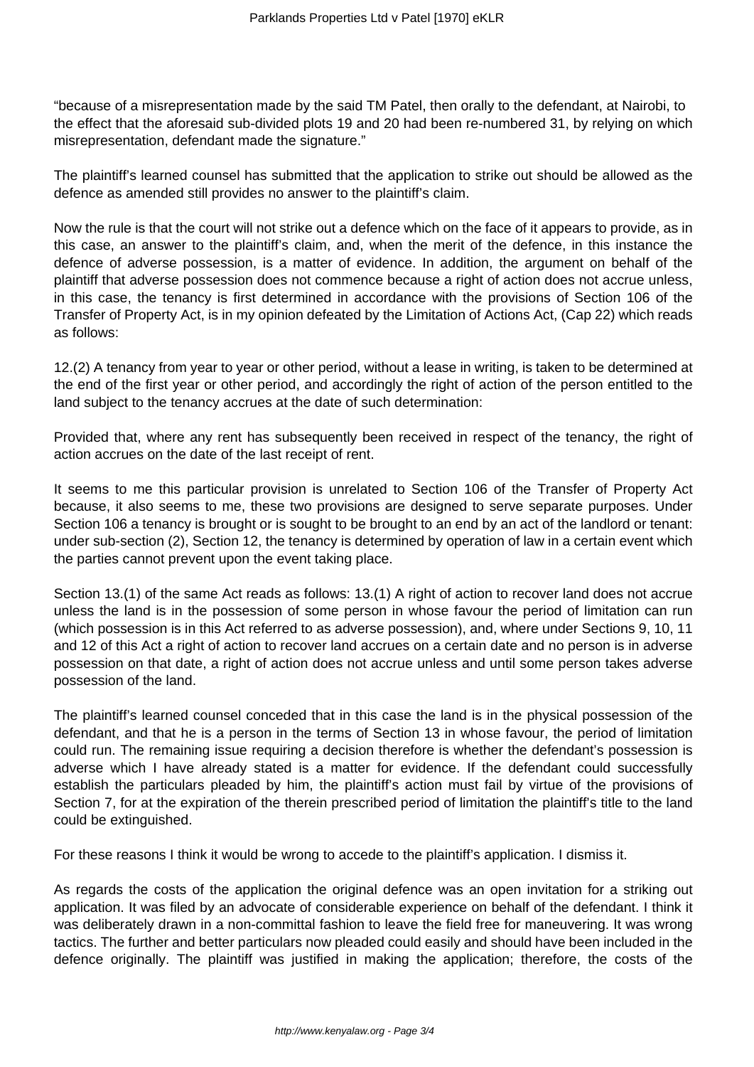"because of a misrepresentation made by the said TM Patel, then orally to the defendant, at Nairobi, to the effect that the aforesaid sub-divided plots 19 and 20 had been re-numbered 31, by relying on which misrepresentation, defendant made the signature."

The plaintiff's learned counsel has submitted that the application to strike out should be allowed as the defence as amended still provides no answer to the plaintiff's claim.

Now the rule is that the court will not strike out a defence which on the face of it appears to provide, as in this case, an answer to the plaintiff's claim, and, when the merit of the defence, in this instance the defence of adverse possession, is a matter of evidence. In addition, the argument on behalf of the plaintiff that adverse possession does not commence because a right of action does not accrue unless, in this case, the tenancy is first determined in accordance with the provisions of Section 106 of the Transfer of Property Act, is in my opinion defeated by the Limitation of Actions Act, (Cap 22) which reads as follows:

12.(2) A tenancy from year to year or other period, without a lease in writing, is taken to be determined at the end of the first year or other period, and accordingly the right of action of the person entitled to the land subject to the tenancy accrues at the date of such determination:

Provided that, where any rent has subsequently been received in respect of the tenancy, the right of action accrues on the date of the last receipt of rent.

It seems to me this particular provision is unrelated to Section 106 of the Transfer of Property Act because, it also seems to me, these two provisions are designed to serve separate purposes. Under Section 106 a tenancy is brought or is sought to be brought to an end by an act of the landlord or tenant: under sub-section (2), Section 12, the tenancy is determined by operation of law in a certain event which the parties cannot prevent upon the event taking place.

Section 13.(1) of the same Act reads as follows: 13.(1) A right of action to recover land does not accrue unless the land is in the possession of some person in whose favour the period of limitation can run (which possession is in this Act referred to as adverse possession), and, where under Sections 9, 10, 11 and 12 of this Act a right of action to recover land accrues on a certain date and no person is in adverse possession on that date, a right of action does not accrue unless and until some person takes adverse possession of the land.

The plaintiff's learned counsel conceded that in this case the land is in the physical possession of the defendant, and that he is a person in the terms of Section 13 in whose favour, the period of limitation could run. The remaining issue requiring a decision therefore is whether the defendant's possession is adverse which I have already stated is a matter for evidence. If the defendant could successfully establish the particulars pleaded by him, the plaintiff's action must fail by virtue of the provisions of Section 7, for at the expiration of the therein prescribed period of limitation the plaintiff's title to the land could be extinguished.

For these reasons I think it would be wrong to accede to the plaintiff's application. I dismiss it.

As regards the costs of the application the original defence was an open invitation for a striking out application. It was filed by an advocate of considerable experience on behalf of the defendant. I think it was deliberately drawn in a non-committal fashion to leave the field free for maneuvering. It was wrong tactics. The further and better particulars now pleaded could easily and should have been included in the defence originally. The plaintiff was justified in making the application; therefore, the costs of the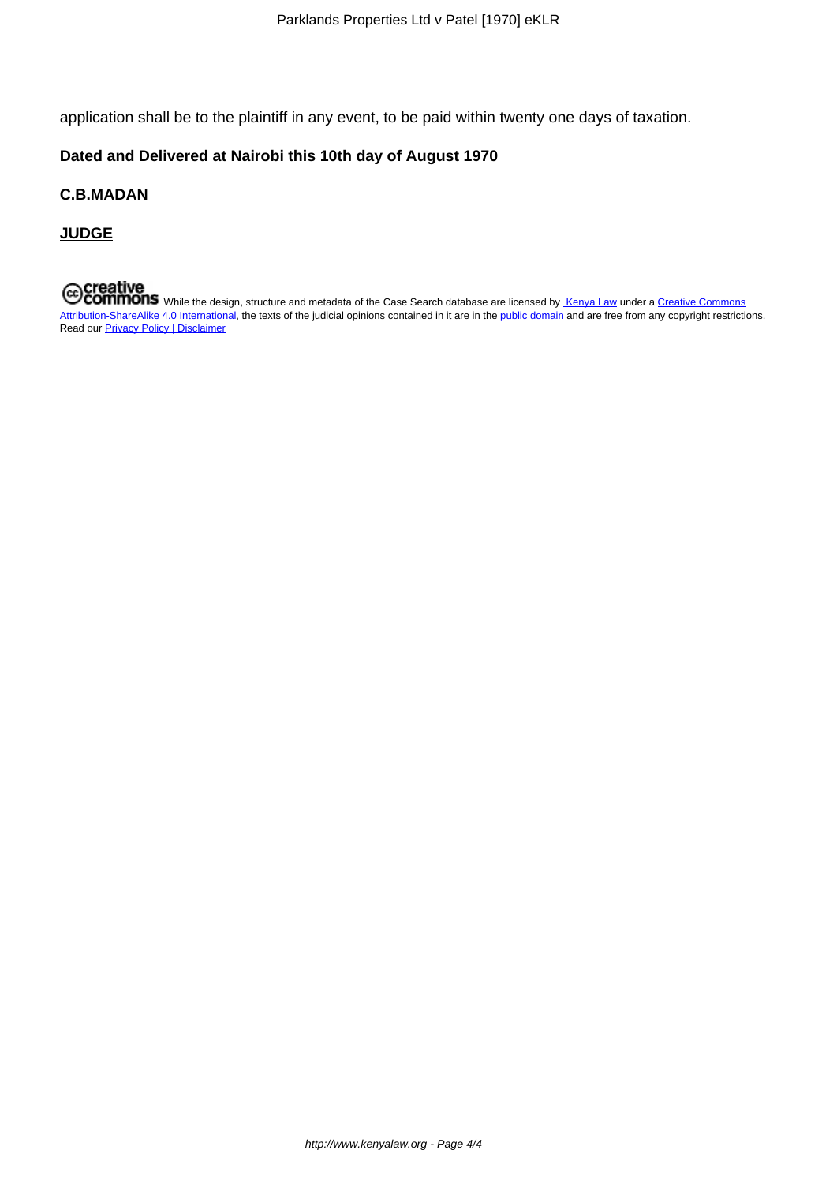application shall be to the plaintiff in any event, to be paid within twenty one days of taxation.

**Dated and Delivered at Nairobi this 10th day of August 1970**

**C.B.MADAN**

**JUDGE**

While the design, structure and metadata of the Case Search database are licensed by Kenya Law under a Creative Commons Attribution-ShareAlike 4.0 International, the texts of the judicial opinions contained in it are in the public domain and are free from any copyright restrictions. Read our Privacy Policy | Disclaimer